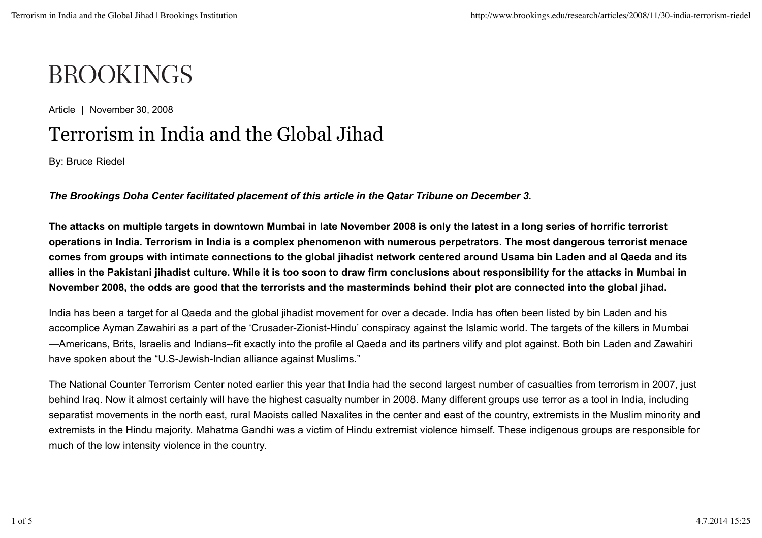BROOKINGS

Article | November 30, 2008

# Terrorism in India and the Global Jihad

By: Bruce Riedel

***The Brookings Doha Center facilitated placement of this article in the Qatar Tribune on December 3.***

**The attacks on multiple targets in downtown Mumbai in late November 2008 is only the latest in a long series of horrific terrorist operations in India. Terrorism in India is a complex phenomenon with numerous perpetrators. The most dangerous terrorist menace comes from groups with intimate connections to the global jihadist network centered around Usama bin Laden and al Qaeda and its allies in the Pakistani jihadist culture. While it is too soon to draw firm conclusions about responsibility for the attacks in Mumbai in November 2008, the odds are good that the terrorists and the masterminds behind their plot are connected into the global jihad.**

India has been a target for al Qaeda and the global jihadist movement for over a decade. India has often been listed by bin Laden and his accomplice Ayman Zawahiri as a part of the 'Crusader-Zionist-Hindu' conspiracy against the Islamic world. The targets of the killers in Mumbai —Americans, Brits, Israelis and Indians--fit exactly into the profile al Qaeda and its partners vilify and plot against. Both bin Laden and Zawahiri have spoken about the "U.S-Jewish-Indian alliance against Muslims."

The National Counter Terrorism Center noted earlier this year that India had the second largest number of casualties from terrorism in 2007, just behind Iraq. Now it almost certainly will have the highest casualty number in 2008. Many different groups use terror as a tool in India, including separatist movements in the north east, rural Maoists called Naxalites in the center and east of the country, extremists in the Muslim minority and extremists in the Hindu majority. Mahatma Gandhi was a victim of Hindu extremist violence himself. These indigenous groups are responsible for much of the low intensity violence in the country.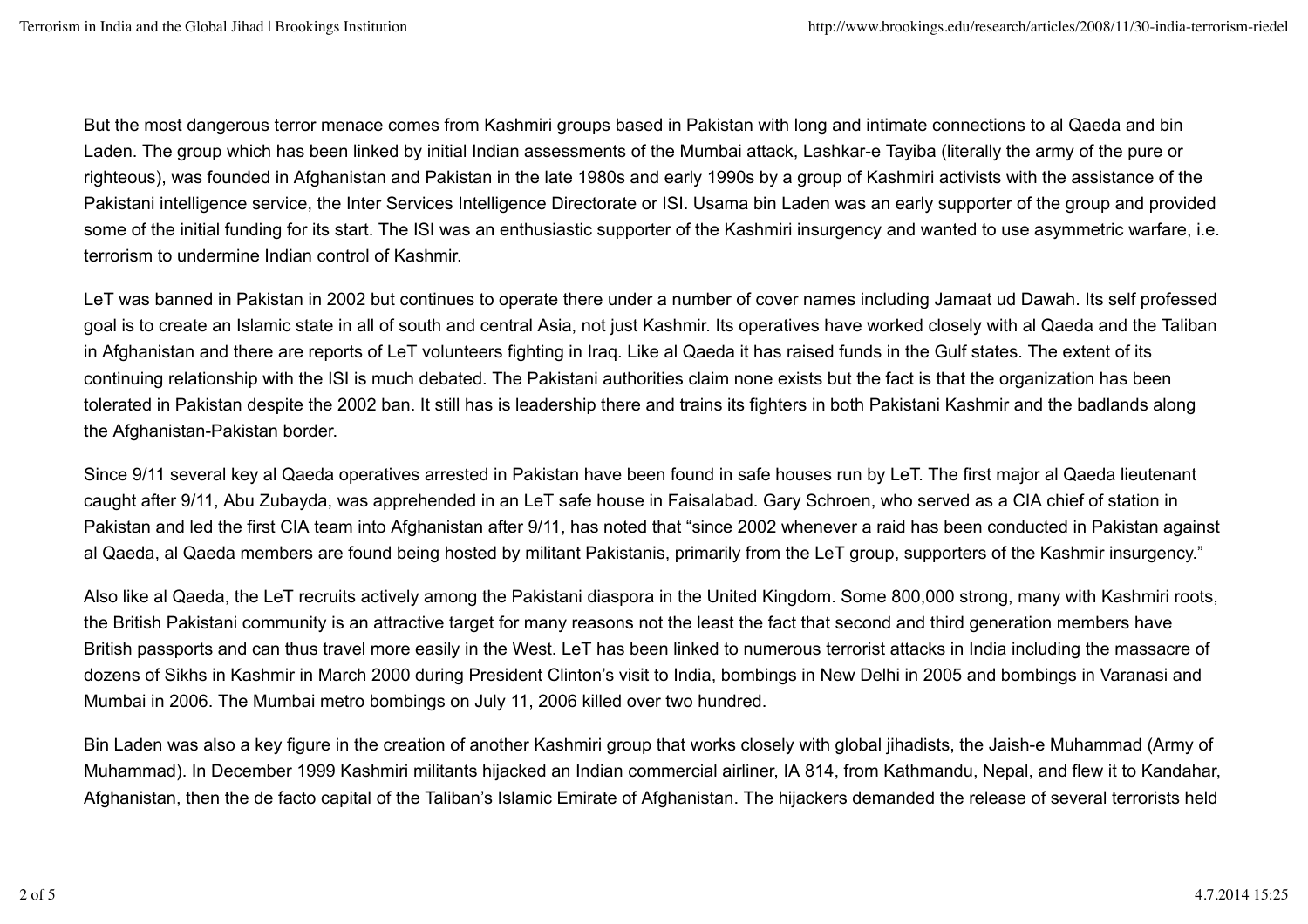But the most dangerous terror menace comes from Kashmiri groups based in Pakistan with long and intimate connections to al Qaeda and bin Laden. The group which has been linked by initial Indian assessments of the Mumbai attack, Lashkar-e Tayiba (literally the army of the pure or righteous), was founded in Afghanistan and Pakistan in the late 1980s and early 1990s by a group of Kashmiri activists with the assistance of the Pakistani intelligence service, the Inter Services Intelligence Directorate or ISI. Usama bin Laden was an early supporter of the group and provided some of the initial funding for its start. The ISI was an enthusiastic supporter of the Kashmiri insurgency and wanted to use asymmetric warfare, i.e. terrorism to undermine Indian control of Kashmir.

LeT was banned in Pakistan in 2002 but continues to operate there under a number of cover names including Jamaat ud Dawah. Its self professed goal is to create an Islamic state in all of south and central Asia, not just Kashmir. Its operatives have worked closely with al Qaeda and the Taliban in Afghanistan and there are reports of LeT volunteers fighting in Iraq. Like al Qaeda it has raised funds in the Gulf states. The extent of its continuing relationship with the ISI is much debated. The Pakistani authorities claim none exists but the fact is that the organization has been tolerated in Pakistan despite the 2002 ban. It still has is leadership there and trains its fighters in both Pakistani Kashmir and the badlands along the Afghanistan-Pakistan border.

Since 9/11 several key al Qaeda operatives arrested in Pakistan have been found in safe houses run by LeT. The first major al Qaeda lieutenant caught after 9/11, Abu Zubayda, was apprehended in an LeT safe house in Faisalabad. Gary Schroen, who served as a CIA chief of station in Pakistan and led the first CIA team into Afghanistan after 9/11, has noted that "since 2002 whenever a raid has been conducted in Pakistan against al Qaeda, al Qaeda members are found being hosted by militant Pakistanis, primarily from the LeT group, supporters of the Kashmir insurgency."

Also like al Qaeda, the LeT recruits actively among the Pakistani diaspora in the United Kingdom. Some 800,000 strong, many with Kashmiri roots, the British Pakistani community is an attractive target for many reasons not the least the fact that second and third generation members have British passports and can thus travel more easily in the West. LeT has been linked to numerous terrorist attacks in India including the massacre of dozens of Sikhs in Kashmir in March 2000 during President Clinton's visit to India, bombings in New Delhi in 2005 and bombings in Varanasi and Mumbai in 2006. The Mumbai metro bombings on July 11, 2006 killed over two hundred.

Bin Laden was also a key figure in the creation of another Kashmiri group that works closely with global jihadists, the Jaish-e Muhammad (Army of Muhammad). In December 1999 Kashmiri militants hijacked an Indian commercial airliner, IA 814, from Kathmandu, Nepal, and flew it to Kandahar, Afghanistan, then the de facto capital of the Taliban's Islamic Emirate of Afghanistan. The hijackers demanded the release of several terrorists held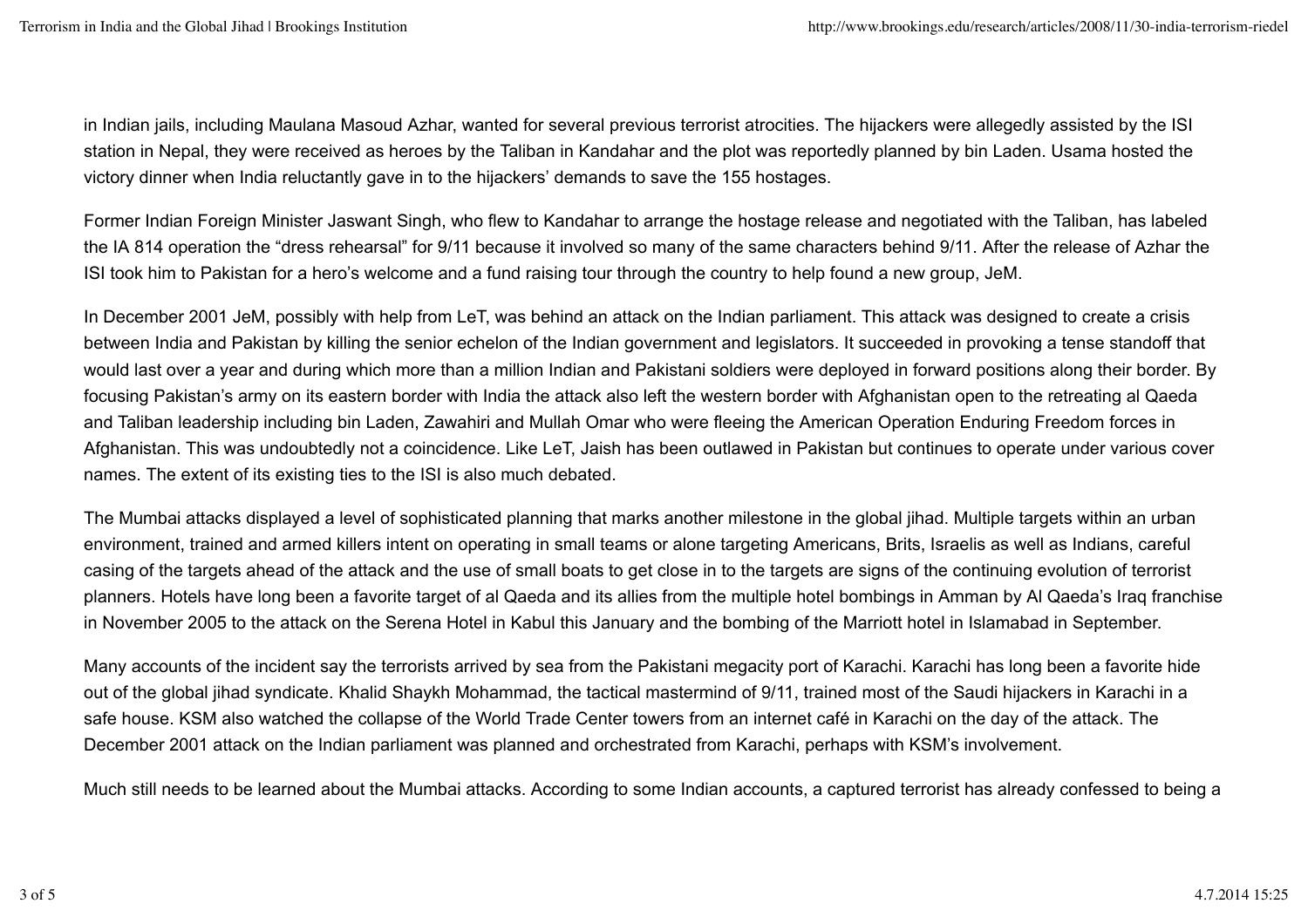in Indian jails, including Maulana Masoud Azhar, wanted for several previous terrorist atrocities. The hijackers were allegedly assisted by the ISI station in Nepal, they were received as heroes by the Taliban in Kandahar and the plot was reportedly planned by bin Laden. Usama hosted the victory dinner when India reluctantly gave in to the hijackers' demands to save the 155 hostages.

Former Indian Foreign Minister Jaswant Singh, who flew to Kandahar to arrange the hostage release and negotiated with the Taliban, has labeled the IA 814 operation the "dress rehearsal" for 9/11 because it involved so many of the same characters behind 9/11. After the release of Azhar the ISI took him to Pakistan for a hero's welcome and a fund raising tour through the country to help found a new group, JeM.

In December 2001 JeM, possibly with help from LeT, was behind an attack on the Indian parliament. This attack was designed to create a crisis between India and Pakistan by killing the senior echelon of the Indian government and legislators. It succeeded in provoking a tense standoff that would last over a year and during which more than a million Indian and Pakistani soldiers were deployed in forward positions along their border. By focusing Pakistan's army on its eastern border with India the attack also left the western border with Afghanistan open to the retreating al Qaeda and Taliban leadership including bin Laden, Zawahiri and Mullah Omar who were fleeing the American Operation Enduring Freedom forces in Afghanistan. This was undoubtedly not a coincidence. Like LeT, Jaish has been outlawed in Pakistan but continues to operate under various cover names. The extent of its existing ties to the ISI is also much debated.

The Mumbai attacks displayed a level of sophisticated planning that marks another milestone in the global jihad. Multiple targets within an urban environment, trained and armed killers intent on operating in small teams or alone targeting Americans, Brits, Israelis as well as Indians, careful casing of the targets ahead of the attack and the use of small boats to get close in to the targets are signs of the continuing evolution of terrorist planners. Hotels have long been a favorite target of al Qaeda and its allies from the multiple hotel bombings in Amman by Al Qaeda's Iraq franchise in November 2005 to the attack on the Serena Hotel in Kabul this January and the bombing of the Marriott hotel in Islamabad in September.

Many accounts of the incident say the terrorists arrived by sea from the Pakistani megacity port of Karachi. Karachi has long been a favorite hide out of the global jihad syndicate. Khalid Shaykh Mohammad, the tactical mastermind of 9/11, trained most of the Saudi hijackers in Karachi in a safe house. KSM also watched the collapse of the World Trade Center towers from an internet café in Karachi on the day of the attack. The December 2001 attack on the Indian parliament was planned and orchestrated from Karachi, perhaps with KSM's involvement.

Much still needs to be learned about the Mumbai attacks. According to some Indian accounts, a captured terrorist has already confessed to being a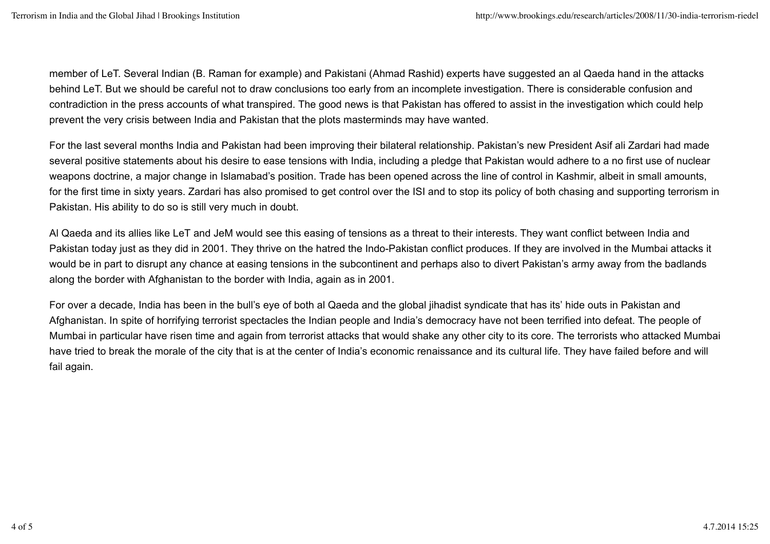member of LeT. Several Indian (B. Raman for example) and Pakistani (Ahmad Rashid) experts have suggested an al Qaeda hand in the attacks behind LeT. But we should be careful not to draw conclusions too early from an incomplete investigation. There is considerable confusion and contradiction in the press accounts of what transpired. The good news is that Pakistan has offered to assist in the investigation which could help prevent the very crisis between India and Pakistan that the plots masterminds may have wanted.

For the last several months India and Pakistan had been improving their bilateral relationship. Pakistan's new President Asif ali Zardari had made several positive statements about his desire to ease tensions with India, including a pledge that Pakistan would adhere to a no first use of nuclear weapons doctrine, a major change in Islamabad's position. Trade has been opened across the line of control in Kashmir, albeit in small amounts, for the first time in sixty years. Zardari has also promised to get control over the ISI and to stop its policy of both chasing and supporting terrorism in Pakistan. His ability to do so is still very much in doubt.

Al Qaeda and its allies like LeT and JeM would see this easing of tensions as a threat to their interests. They want conflict between India and Pakistan today just as they did in 2001. They thrive on the hatred the Indo-Pakistan conflict produces. If they are involved in the Mumbai attacks it would be in part to disrupt any chance at easing tensions in the subcontinent and perhaps also to divert Pakistan's army away from the badlands along the border with Afghanistan to the border with India, again as in 2001.

For over a decade, India has been in the bull's eye of both al Qaeda and the global jihadist syndicate that has its' hide outs in Pakistan and Afghanistan. In spite of horrifying terrorist spectacles the Indian people and India's democracy have not been terrified into defeat. The people of Mumbai in particular have risen time and again from terrorist attacks that would shake any other city to its core. The terrorists who attacked Mumbai have tried to break the morale of the city that is at the center of India's economic renaissance and its cultural life. They have failed before and will fail again.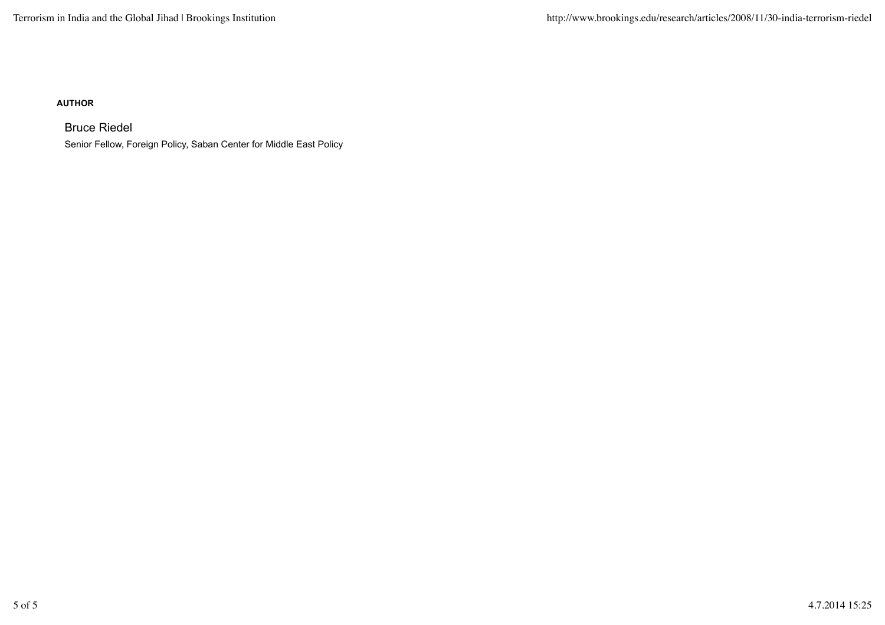**AUTHOR**

Bruce Riedel

Senior Fellow, Foreign Policy, Saban Center for Middle East Policy